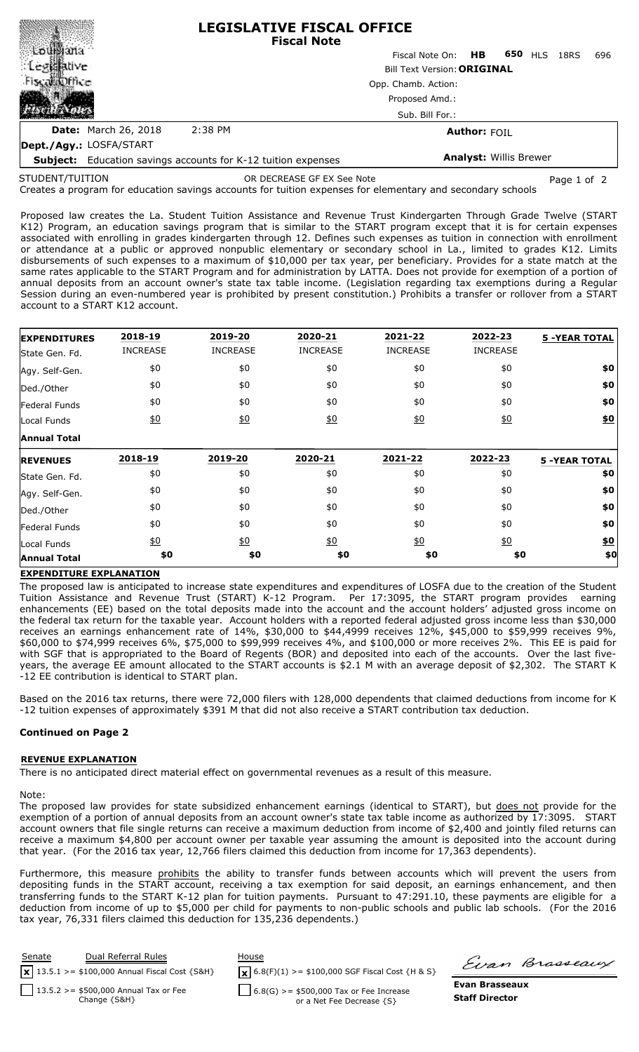# LEGISLATIVE FISCAL OFFICE
## Fiscal Note

Fiscal Note On: **HB 650** HLS 18RS 696

Bill Text Version: **ORIGINAL**

Opp. Chamb. Action:

Proposed Amd.:

Sub. Bill For.:

**Date:** March 26, 2018 2:38 PM

**Author:** FOIL

**Dept./Agy.:** LOSFA/START

**Subject:** Education savings accounts for K-12 tuition expenses

**Analyst:** Willis Brewer

STUDENT/TUITION OR DECREASE GF EX See Note

Creates a program for education savings accounts for tuition expenses for elementary and secondary schools

Proposed law creates the La. Student Tuition Assistance and Revenue Trust Kindergarten Through Grade Twelve (START K12) Program, an education savings program that is similar to the START program except that it is for certain expenses associated with enrolling in grades kindergarten through 12. Defines such expenses as tuition in connection with enrollment or attendance at a public or approved nonpublic elementary or secondary school in La., limited to grades K12. Limits disbursements of such expenses to a maximum of $10,000 per tax year, per beneficiary. Provides for a state match at the same rates applicable to the START Program and for administration by LATTA. Does not provide for exemption of a portion of annual deposits from an account owner's state tax table income. (Legislation regarding tax exemptions during a Regular Session during an even-numbered year is prohibited by present constitution.) Prohibits a transfer or rollover from a START account to a START K12 account.

| EXPENDITURES | 2018-19 | 2019-20 | 2020-21 | 2021-22 | 2022-23 | 5 -YEAR TOTAL |
|---|---|---|---|---|---|---|
| State Gen. Fd. | INCREASE | INCREASE | INCREASE | INCREASE | INCREASE | |
| Agy. Self-Gen. | $0 | $0 | $0 | $0 | $0 | $0 |
| Ded./Other | $0 | $0 | $0 | $0 | $0 | $0 |
| Federal Funds | $0 | $0 | $0 | $0 | $0 | $0 |
| Local Funds | $0 | $0 | $0 | $0 | $0 | $0 |
| Annual Total | | | | | | |

| REVENUES | 2018-19 | 2019-20 | 2020-21 | 2021-22 | 2022-23 | 5 -YEAR TOTAL |
|---|---|---|---|---|---|---|
| State Gen. Fd. | $0 | $0 | $0 | $0 | $0 | $0 |
| Agy. Self-Gen. | $0 | $0 | $0 | $0 | $0 | $0 |
| Ded./Other | $0 | $0 | $0 | $0 | $0 | $0 |
| Federal Funds | $0 | $0 | $0 | $0 | $0 | $0 |
| Local Funds | $0 | $0 | $0 | $0 | $0 | $0 |
| Annual Total | $0 | $0 | $0 | $0 | $0 | $0 |

**EXPENDITURE EXPLANATION**

The proposed law is anticipated to increase state expenditures and expenditures of LOSFA due to the creation of the Student Tuition Assistance and Revenue Trust (START) K-12 Program. Per 17:3095, the START program provides earning enhancements (EE) based on the total deposits made into the account and the account holders' adjusted gross income on the federal tax return for the taxable year. Account holders with a reported federal adjusted gross income less than $30,000 receives an earnings enhancement rate of 14%, $30,000 to $44,4999 receives 12%, $45,000 to $59,999 receives 9%, $60,000 to $74,999 receives 6%, $75,000 to $99,999 receives 4%, and $100,000 or more receives 2%. This EE is paid for with SGF that is appropriated to the Board of Regents (BOR) and deposited into each of the accounts. Over the last five-years, the average EE amount allocated to the START accounts is $2.1 M with an average deposit of $2,302. The START K-12 EE contribution is identical to START plan.

Based on the 2016 tax returns, there were 72,000 filers with 128,000 dependents that claimed deductions from income for K-12 tuition expenses of approximately $391 M that did not also receive a START contribution tax deduction.

**Continued on Page 2**

**REVENUE EXPLANATION**

There is no anticipated direct material effect on governmental revenues as a result of this measure.

Note:

The proposed law provides for state subsidized enhancement earnings (identical to START), but does not provide for the exemption of a portion of annual deposits from an account owner's state tax table income as authorized by 17:3095. START account owners that file single returns can receive a maximum deduction from income of $2,400 and jointly filed returns can receive a maximum $4,800 per account owner per taxable year assuming the amount is deposited into the account during that year. (For the 2016 tax year, 12,766 filers claimed this deduction from income for 17,363 dependents).

Furthermore, this measure prohibits the ability to transfer funds between accounts which will prevent the users from depositing funds in the START account, receiving a tax exemption for said deposit, an earnings enhancement, and then transferring funds to the START K-12 plan for tuition payments. Pursuant to 47:291.10, these payments are eligible for a deduction from income of up to $5,000 per child for payments to non-public schools and public lab schools. (For the 2016 tax year, 76,331 filers claimed this deduction for 135,236 dependents.)

| Senate | Dual Referral Rules | House |
|---|---|---|
| [x] | 13.5.1 >= $100,000 Annual Fiscal Cost {S&H} | [x] 6.8(F)(1) >= $100,000 SGF Fiscal Cost {H & S} |
| [ ] | 13.5.2 >= $500,000 Annual Tax or Fee Change {S&H} | [ ] 6.8(G) >= $500,000 Tax or Fee Increase or a Net Fee Decrease {S} |

**Evan Brasseaux**
**Staff Director**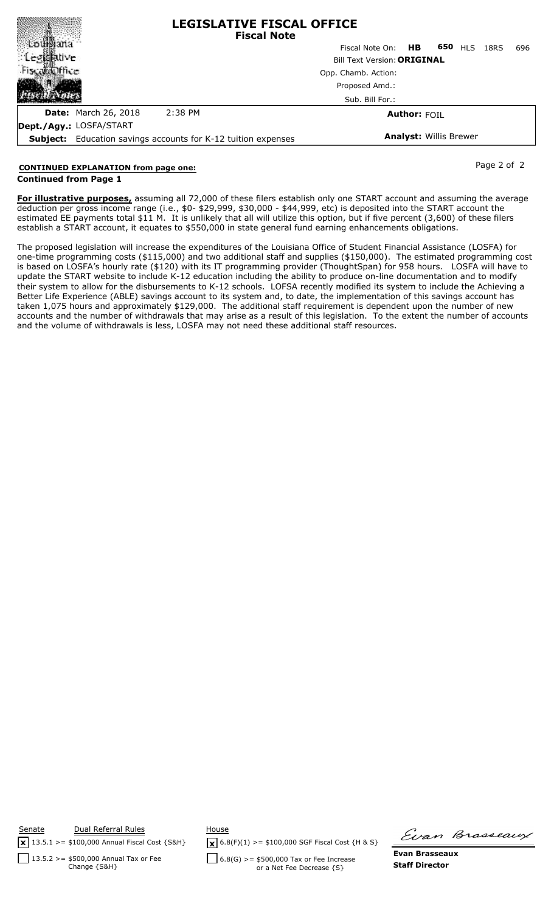# LEGISLATIVE FISCAL OFFICE
## Fiscal Note

Fiscal Note On: **HB 650** HLS 18RS 696

Bill Text Version: **ORIGINAL**

Opp. Chamb. Action:

Proposed Amd.:

Sub. Bill For.:

**Date:** March 26, 2018 2:38 PM

**Author:** FOIL

**Dept./Agy.:** LOSFA/START

**Subject:** Education savings accounts for K-12 tuition expenses

**Analyst:** Willis Brewer

**CONTINUED EXPLANATION from page one:**

**Continued from Page 1**

**For illustrative purposes,** assuming all 72,000 of these filers establish only one START account and assuming the average deduction per gross income range (i.e., $0- $29,999, $30,000 - $44,999, etc) is deposited into the START account the estimated EE payments total $11 M. It is unlikely that all will utilize this option, but if five percent (3,600) of these filers establish a START account, it equates to $550,000 in state general fund earning enhancements obligations.

The proposed legislation will increase the expenditures of the Louisiana Office of Student Financial Assistance (LOSFA) for one-time programming costs ($115,000) and two additional staff and supplies ($150,000). The estimated programming cost is based on LOSFA's hourly rate ($120) with its IT programming provider (ThoughtSpan) for 958 hours. LOSFA will have to update the START website to include K-12 education including the ability to produce on-line documentation and to modify their system to allow for the disbursements to K-12 schools. LOFSA recently modified its system to include the Achieving a Better Life Experience (ABLE) savings account to its system and, to date, the implementation of this savings account has taken 1,075 hours and approximately $129,000. The additional staff requirement is dependent upon the number of new accounts and the number of withdrawals that may arise as a result of this legislation. To the extent the number of accounts and the volume of withdrawals is less, LOSFA may not need these additional staff resources.

| Senate | Dual Referral Rules | House |
|---|---|---|
| [x] 13.5.1 >= $100,000 Annual Fiscal Cost {S&H} | | [x] 6.8(F)(1) >= $100,000 SGF Fiscal Cost {H & S} |
| [ ] 13.5.2 >= $500,000 Annual Tax or Fee Change {S&H} | | [ ] 6.8(G) >= $500,000 Tax or Fee Increase or a Net Fee Decrease {S} |

**Evan Brasseaux**
**Staff Director**